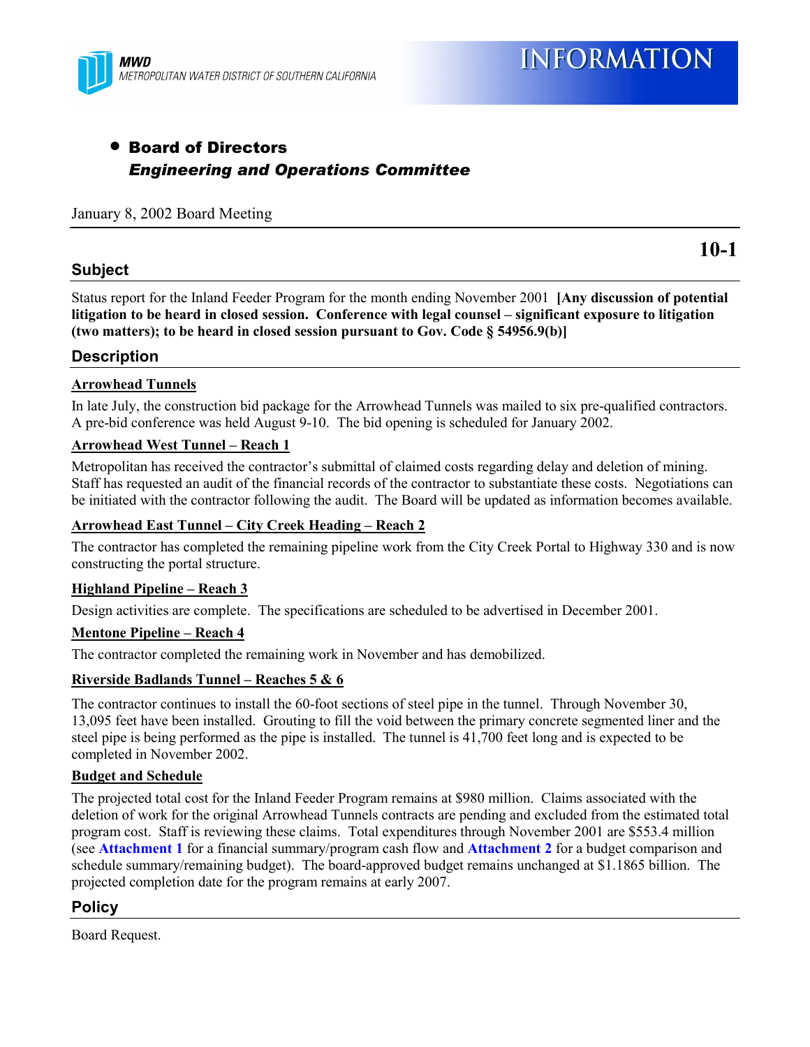MWD
METROPOLITAN WATER DISTRICT OF SOUTHERN CALIFORNIA

# INFORMATION

- **Board of Directors**
  ***Engineering and Operations Committee***

January 8, 2002 Board Meeting

**10-1**

## Subject

Status report for the Inland Feeder Program for the month ending November 2001 **[Any discussion of potential litigation to be heard in closed session. Conference with legal counsel – significant exposure to litigation (two matters); to be heard in closed session pursuant to Gov. Code § 54956.9(b)]**

## Description

**Arrowhead Tunnels**

In late July, the construction bid package for the Arrowhead Tunnels was mailed to six pre-qualified contractors. A pre-bid conference was held August 9-10. The bid opening is scheduled for January 2002.

**Arrowhead West Tunnel – Reach 1**

Metropolitan has received the contractor's submittal of claimed costs regarding delay and deletion of mining. Staff has requested an audit of the financial records of the contractor to substantiate these costs. Negotiations can be initiated with the contractor following the audit. The Board will be updated as information becomes available.

**Arrowhead East Tunnel – City Creek Heading – Reach 2**

The contractor has completed the remaining pipeline work from the City Creek Portal to Highway 330 and is now constructing the portal structure.

**Highland Pipeline – Reach 3**

Design activities are complete. The specifications are scheduled to be advertised in December 2001.

**Mentone Pipeline – Reach 4**

The contractor completed the remaining work in November and has demobilized.

**Riverside Badlands Tunnel – Reaches 5 & 6**

The contractor continues to install the 60-foot sections of steel pipe in the tunnel. Through November 30, 13,095 feet have been installed. Grouting to fill the void between the primary concrete segmented liner and the steel pipe is being performed as the pipe is installed. The tunnel is 41,700 feet long and is expected to be completed in November 2002.

**Budget and Schedule**

The projected total cost for the Inland Feeder Program remains at $980 million. Claims associated with the deletion of work for the original Arrowhead Tunnels contracts are pending and excluded from the estimated total program cost. Staff is reviewing these claims. Total expenditures through November 2001 are $553.4 million (see **Attachment 1** for a financial summary/program cash flow and **Attachment 2** for a budget comparison and schedule summary/remaining budget). The board-approved budget remains unchanged at $1.1865 billion. The projected completion date for the program remains at early 2007.

## Policy

Board Request.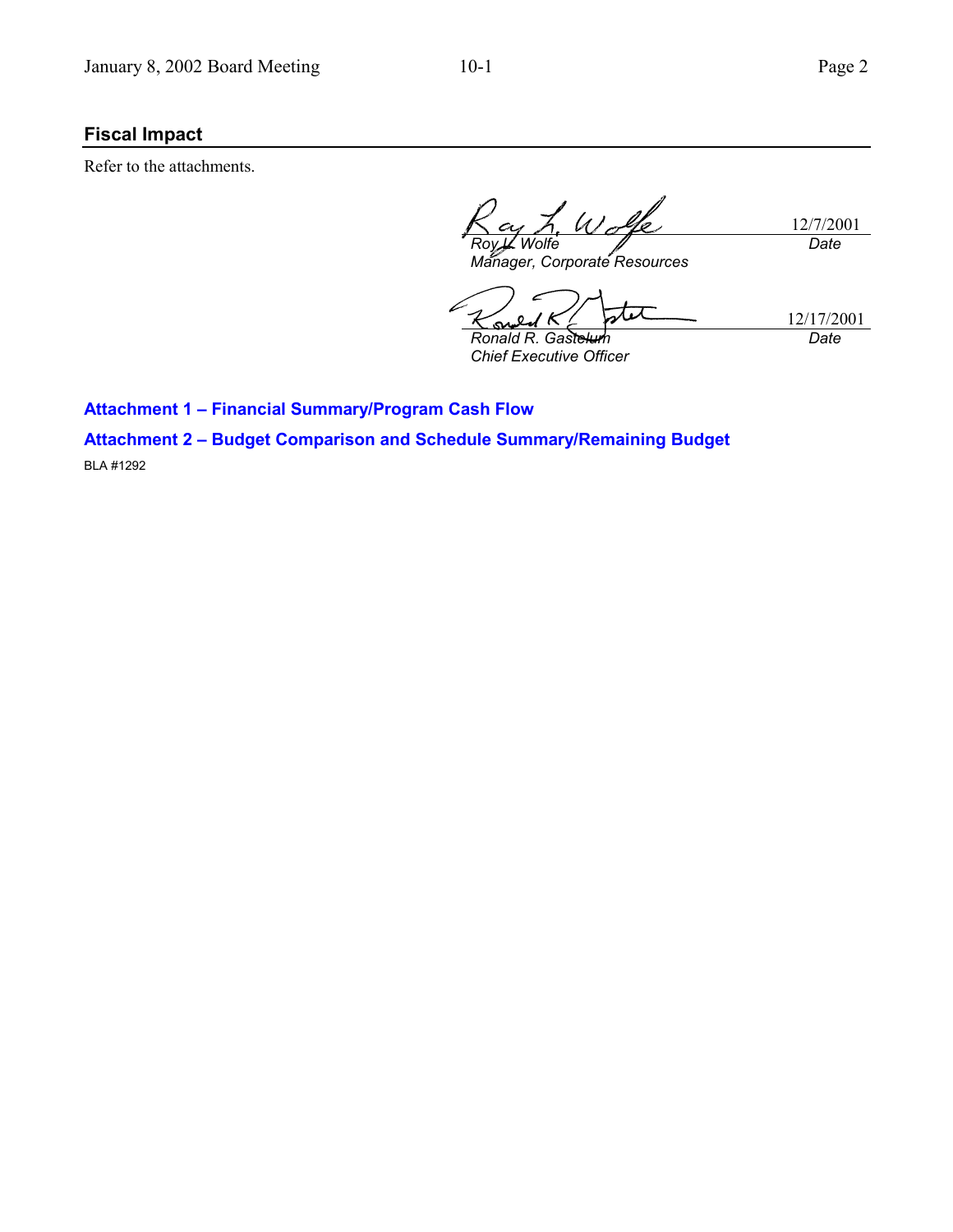## Fiscal Impact

Refer to the attachments.

| | |
|---|---|
| *Roy L. Wolfe* | 12/7/2001 |
| *Manager, Corporate Resources* | *Date* |
| *Ronald R. Gastelum* | 12/17/2001 |
| *Chief Executive Officer* | *Date* |

**Attachment 1 – Financial Summary/Program Cash Flow**

**Attachment 2 – Budget Comparison and Schedule Summary/Remaining Budget**

BLA #1292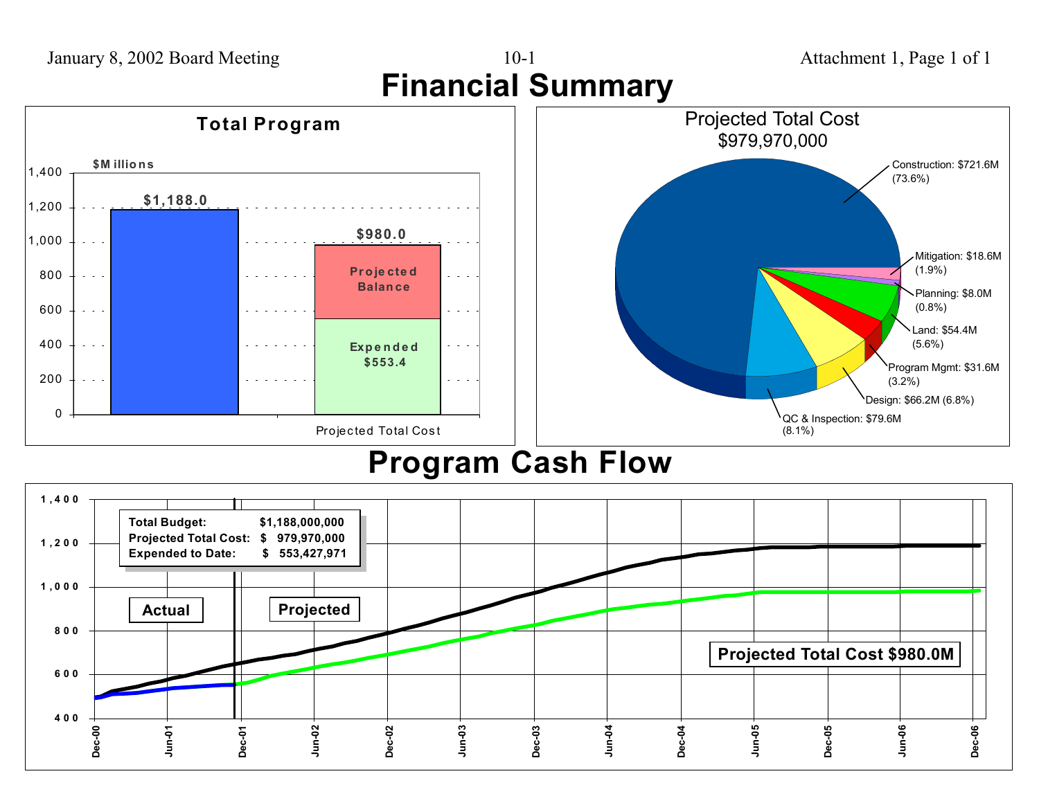# Financial Summary

## Total Program

$Millions

| | Amount ($Millions) |
|---|---|
| Total Budget | $1,188.0 |
| Projected Total Cost | $980.0 |
| Expended | $553.4 |
| Projected Balance | |

## Projected Total Cost $979,970,000

- Construction: $721.6M (73.6%)
- Mitigation: $18.6M (1.9%)
- Planning: $8.0M (0.8%)
- Land: $54.4M (5.6%)
- Program Mgmt: $31.6M (3.2%)
- Design: $66.2M (6.8%)
- QC & Inspection: $79.6M (8.1%)

# Program Cash Flow

| | |
|---|---|
| **Total Budget:** | **$1,188,000,000** |
| **Projected Total Cost:** | **$ 979,970,000** |
| **Expended to Date:** | **$ 553,427,971** |

**Actual** | **Projected**

**Projected Total Cost $980.0M**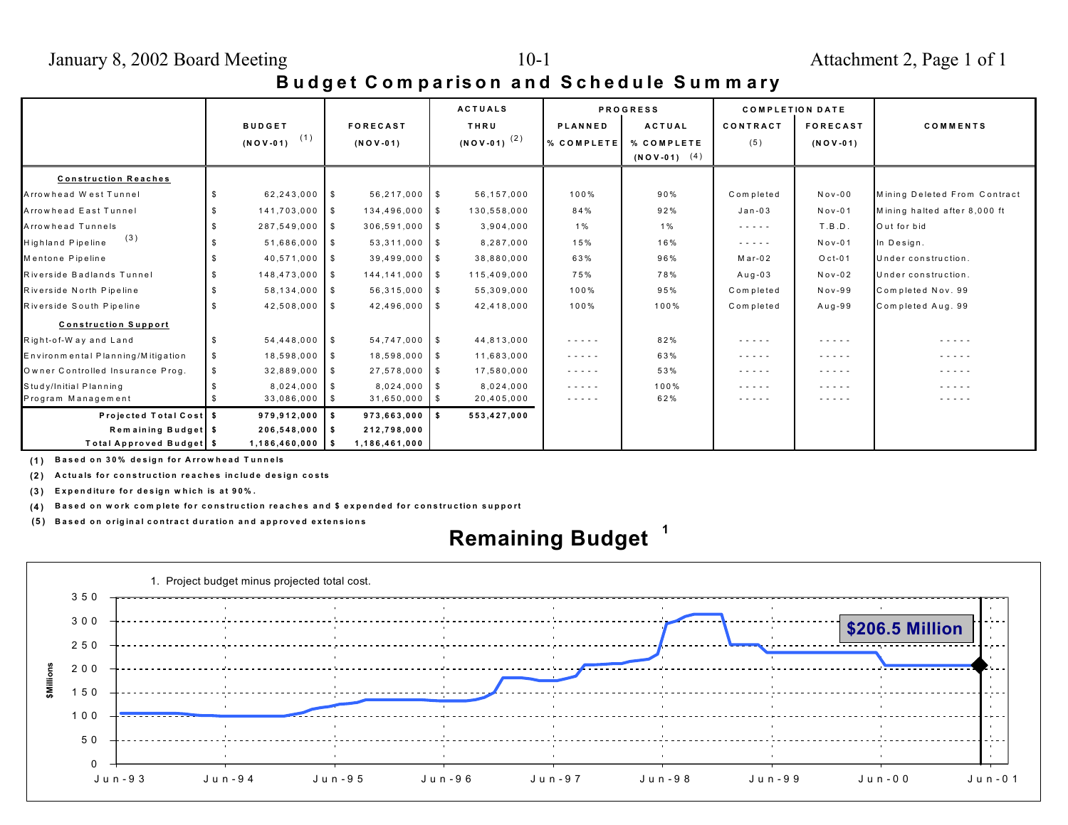# Budget Comparison and Schedule Summary

| | BUDGET (NOV-01) (1) | FORECAST (NOV-01) | ACTUALS THRU (NOV-01) (2) | PROGRESS | | COMPLETION DATE | | COMMENTS |
|---|---|---|---|---|---|---|---|---|
| | | | | PLANNED % COMPLETE | ACTUAL % COMPLETE (NOV-01) (4) | CONTRACT (5) | FORECAST (NOV-01) | |
| **Construction Reaches** | | | | | | | | |
| Arrowhead West Tunnel | $ 62,243,000 | $ 56,217,000 | $ 56,157,000 | 100% | 90% | Completed | Nov-00 | Mining Deleted From Contract |
| Arrowhead East Tunnel | $ 141,703,000 | $ 134,496,000 | $ 130,558,000 | 84% | 92% | Jan-03 | Nov-01 | Mining halted after 8,000 ft |
| Arrowhead Tunnels | $ 287,549,000 | $ 306,591,000 | $ 3,904,000 | 1% | 1% | ----- | T.B.D. | Out for bid |
| Highland Pipeline (3) | $ 51,686,000 | $ 53,311,000 | $ 8,287,000 | 15% | 16% | ----- | Nov-01 | In Design. |
| Mentone Pipeline | $ 40,571,000 | $ 39,499,000 | $ 38,880,000 | 63% | 96% | Mar-02 | Oct-01 | Under construction. |
| Riverside Badlands Tunnel | $ 148,473,000 | $ 144,141,000 | $ 115,409,000 | 75% | 78% | Aug-03 | Nov-02 | Under construction. |
| Riverside North Pipeline | $ 58,134,000 | $ 56,315,000 | $ 55,309,000 | 100% | 95% | Completed | Nov-99 | Completed Nov. 99 |
| Riverside South Pipeline | $ 42,508,000 | $ 42,496,000 | $ 42,418,000 | 100% | 100% | Completed | Aug-99 | Completed Aug. 99 |
| **Construction Support** | | | | | | | | |
| Right-of-Way and Land | $ 54,448,000 | $ 54,747,000 | $ 44,813,000 | ----- | 82% | ----- | ----- | ----- |
| Environmental Planning/Mitigation | $ 18,598,000 | $ 18,598,000 | $ 11,683,000 | ----- | 63% | ----- | ----- | ----- |
| Owner Controlled Insurance Prog. | $ 32,889,000 | $ 27,578,000 | $ 17,580,000 | ----- | 53% | ----- | ----- | ----- |
| Study/Initial Planning | $ 8,024,000 | $ 8,024,000 | $ 8,024,000 | ----- | 100% | ----- | ----- | ----- |
| Program Management | $ 33,086,000 | $ 31,650,000 | $ 20,405,000 | ----- | 62% | ----- | ----- | ----- |
| **Projected Total Cost** | **$ 979,912,000** | **$ 973,663,000** | **$ 553,427,000** | | | | | |
| **Remaining Budget** | **$ 206,548,000** | **$ 212,798,000** | | | | | | |
| **Total Approved Budget** | **$ 1,186,460,000** | **$ 1,186,461,000** | | | | | | |

**(1) Based on 30% design for Arrowhead Tunnels**

**(2) Actuals for construction reaches include design costs**

**(3) Expenditure for design which is at 90%.**

**(4) Based on work complete for construction reaches and $ expended for construction support**

**(5) Based on original contract duration and approved extensions**

## Remaining Budget [1]

1. Project budget minus projected total cost.

$206.5 Million

$Millions

350
300
250
200
150
100
50
0

Jun-93 Jun-94 Jun-95 Jun-96 Jun-97 Jun-98 Jun-99 Jun-00 Jun-01